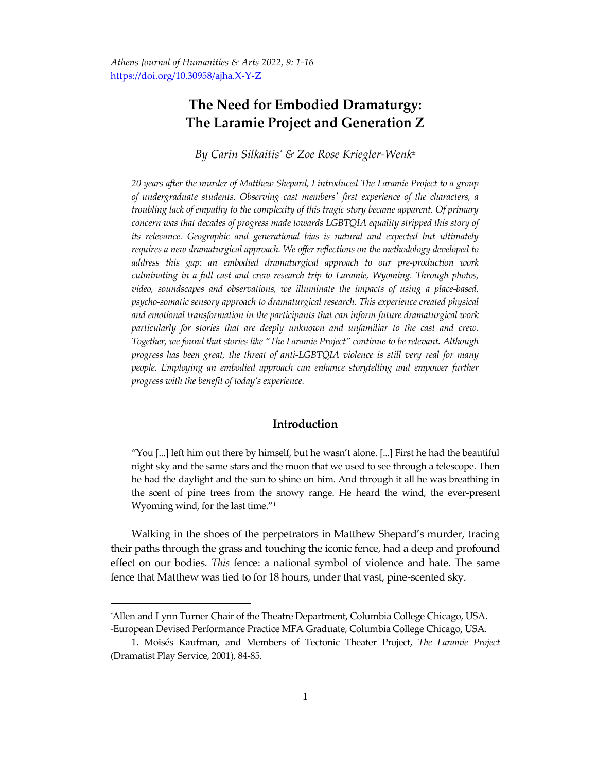*Athens Journal of Humanities & Arts 2022, 9: 1-16*
https://doi.org/10.30958/ajha.X-Y-Z

# The Need for Embodied Dramaturgy: The Laramie Project and Generation Z

*By Carin Silkaitis[*] & Zoe Rose Kriegler-Wenk[±]*

*20 years after the murder of Matthew Shepard, I introduced The Laramie Project to a group of undergraduate students. Observing cast members' first experience of the characters, a troubling lack of empathy to the complexity of this tragic story became apparent. Of primary concern was that decades of progress made towards LGBTQIA equality stripped this story of its relevance. Geographic and generational bias is natural and expected but ultimately requires a new dramaturgical approach. We offer reflections on the methodology developed to address this gap: an embodied dramaturgical approach to our pre-production work culminating in a full cast and crew research trip to Laramie, Wyoming. Through photos, video, soundscapes and observations, we illuminate the impacts of using a place-based, psycho-somatic sensory approach to dramaturgical research. This experience created physical and emotional transformation in the participants that can inform future dramaturgical work particularly for stories that are deeply unknown and unfamiliar to the cast and crew. Together, we found that stories like "The Laramie Project" continue to be relevant. Although progress has been great, the threat of anti-LGBTQIA violence is still very real for many people. Employing an embodied approach can enhance storytelling and empower further progress with the benefit of today's experience.*

## Introduction

> "You [...] left him out there by himself, but he wasn't alone. [...] First he had the beautiful night sky and the same stars and the moon that we used to see through a telescope. Then he had the daylight and the sun to shine on him. And through it all he was breathing in the scent of pine trees from the snowy range. He heard the wind, the ever-present Wyoming wind, for the last time."[1]

Walking in the shoes of the perpetrators in Matthew Shepard's murder, tracing their paths through the grass and touching the iconic fence, had a deep and profound effect on our bodies. *This* fence: a national symbol of violence and hate. The same fence that Matthew was tied to for 18 hours, under that vast, pine-scented sky.

---

[*]Allen and Lynn Turner Chair of the Theatre Department, Columbia College Chicago, USA.
[±]European Devised Performance Practice MFA Graduate, Columbia College Chicago, USA.

1. Moisés Kaufman, and Members of Tectonic Theater Project, *The Laramie Project* (Dramatist Play Service, 2001), 84-85.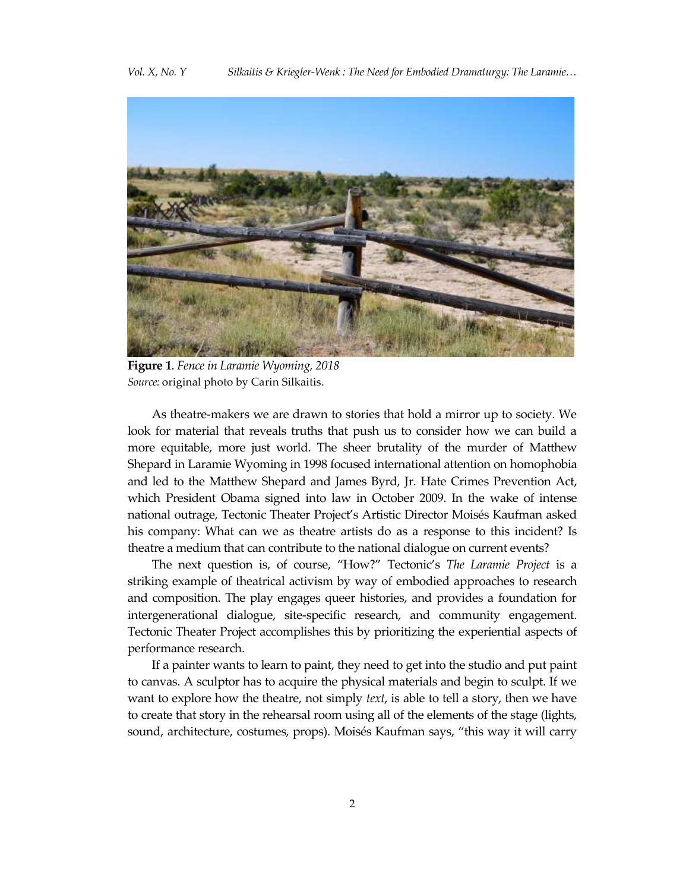**Figure 1**. *Fence in Laramie Wyoming, 2018*
*Source:* original photo by Carin Silkaitis.

As theatre-makers we are drawn to stories that hold a mirror up to society. We look for material that reveals truths that push us to consider how we can build a more equitable, more just world. The sheer brutality of the murder of Matthew Shepard in Laramie Wyoming in 1998 focused international attention on homophobia and led to the Matthew Shepard and James Byrd, Jr. Hate Crimes Prevention Act, which President Obama signed into law in October 2009. In the wake of intense national outrage, Tectonic Theater Project's Artistic Director Moisés Kaufman asked his company: What can we as theatre artists do as a response to this incident? Is theatre a medium that can contribute to the national dialogue on current events?

The next question is, of course, "How?" Tectonic's *The Laramie Project* is a striking example of theatrical activism by way of embodied approaches to research and composition. The play engages queer histories, and provides a foundation for intergenerational dialogue, site-specific research, and community engagement. Tectonic Theater Project accomplishes this by prioritizing the experiential aspects of performance research.

If a painter wants to learn to paint, they need to get into the studio and put paint to canvas. A sculptor has to acquire the physical materials and begin to sculpt. If we want to explore how the theatre, not simply *text*, is able to tell a story, then we have to create that story in the rehearsal room using all of the elements of the stage (lights, sound, architecture, costumes, props). Moisés Kaufman says, "this way it will carry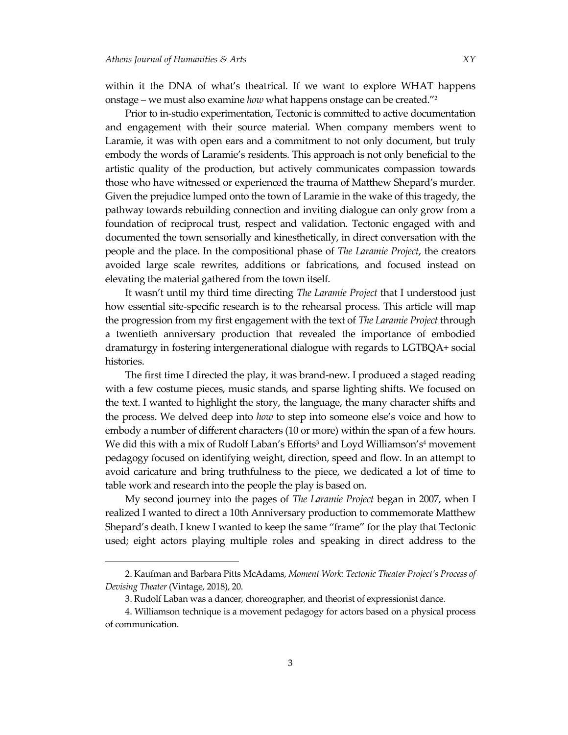within it the DNA of what's theatrical. If we want to explore WHAT happens onstage – we must also examine *how* what happens onstage can be created."[2]

Prior to in-studio experimentation, Tectonic is committed to active documentation and engagement with their source material. When company members went to Laramie, it was with open ears and a commitment to not only document, but truly embody the words of Laramie's residents. This approach is not only beneficial to the artistic quality of the production, but actively communicates compassion towards those who have witnessed or experienced the trauma of Matthew Shepard's murder. Given the prejudice lumped onto the town of Laramie in the wake of this tragedy, the pathway towards rebuilding connection and inviting dialogue can only grow from a foundation of reciprocal trust, respect and validation. Tectonic engaged with and documented the town sensorially and kinesthetically, in direct conversation with the people and the place. In the compositional phase of *The Laramie Project*, the creators avoided large scale rewrites, additions or fabrications, and focused instead on elevating the material gathered from the town itself.

It wasn't until my third time directing *The Laramie Project* that I understood just how essential site-specific research is to the rehearsal process. This article will map the progression from my first engagement with the text of *The Laramie Project* through a twentieth anniversary production that revealed the importance of embodied dramaturgy in fostering intergenerational dialogue with regards to LGTBQA+ social histories.

The first time I directed the play, it was brand-new. I produced a staged reading with a few costume pieces, music stands, and sparse lighting shifts. We focused on the text. I wanted to highlight the story, the language, the many character shifts and the process. We delved deep into *how* to step into someone else's voice and how to embody a number of different characters (10 or more) within the span of a few hours. We did this with a mix of Rudolf Laban's Efforts[3] and Loyd Williamson's[4] movement pedagogy focused on identifying weight, direction, speed and flow. In an attempt to avoid caricature and bring truthfulness to the piece, we dedicated a lot of time to table work and research into the people the play is based on.

My second journey into the pages of *The Laramie Project* began in 2007, when I realized I wanted to direct a 10th Anniversary production to commemorate Matthew Shepard's death. I knew I wanted to keep the same "frame" for the play that Tectonic used; eight actors playing multiple roles and speaking in direct address to the

---

2. Kaufman and Barbara Pitts McAdams, *Moment Work: Tectonic Theater Project's Process of Devising Theater* (Vintage, 2018), 20.

3. Rudolf Laban was a dancer, choreographer, and theorist of expressionist dance.

4. Williamson technique is a movement pedagogy for actors based on a physical process of communication.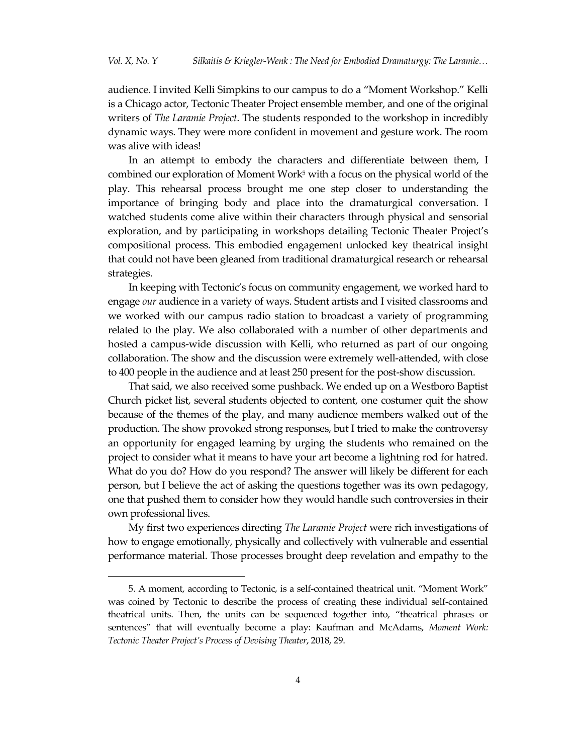audience. I invited Kelli Simpkins to our campus to do a "Moment Workshop." Kelli is a Chicago actor, Tectonic Theater Project ensemble member, and one of the original writers of *The Laramie Project*. The students responded to the workshop in incredibly dynamic ways. They were more confident in movement and gesture work. The room was alive with ideas!

In an attempt to embody the characters and differentiate between them, I combined our exploration of Moment Work[5] with a focus on the physical world of the play. This rehearsal process brought me one step closer to understanding the importance of bringing body and place into the dramaturgical conversation. I watched students come alive within their characters through physical and sensorial exploration, and by participating in workshops detailing Tectonic Theater Project's compositional process. This embodied engagement unlocked key theatrical insight that could not have been gleaned from traditional dramaturgical research or rehearsal strategies.

In keeping with Tectonic's focus on community engagement, we worked hard to engage *our* audience in a variety of ways. Student artists and I visited classrooms and we worked with our campus radio station to broadcast a variety of programming related to the play. We also collaborated with a number of other departments and hosted a campus-wide discussion with Kelli, who returned as part of our ongoing collaboration. The show and the discussion were extremely well-attended, with close to 400 people in the audience and at least 250 present for the post-show discussion.

That said, we also received some pushback. We ended up on a Westboro Baptist Church picket list, several students objected to content, one costumer quit the show because of the themes of the play, and many audience members walked out of the production. The show provoked strong responses, but I tried to make the controversy an opportunity for engaged learning by urging the students who remained on the project to consider what it means to have your art become a lightning rod for hatred. What do you do? How do you respond? The answer will likely be different for each person, but I believe the act of asking the questions together was its own pedagogy, one that pushed them to consider how they would handle such controversies in their own professional lives.

My first two experiences directing *The Laramie Project* were rich investigations of how to engage emotionally, physically and collectively with vulnerable and essential performance material. Those processes brought deep revelation and empathy to the

---

5. A moment, according to Tectonic, is a self-contained theatrical unit. "Moment Work" was coined by Tectonic to describe the process of creating these individual self-contained theatrical units. Then, the units can be sequenced together into, "theatrical phrases or sentences" that will eventually become a play: Kaufman and McAdams, *Moment Work: Tectonic Theater Project's Process of Devising Theater*, 2018, 29.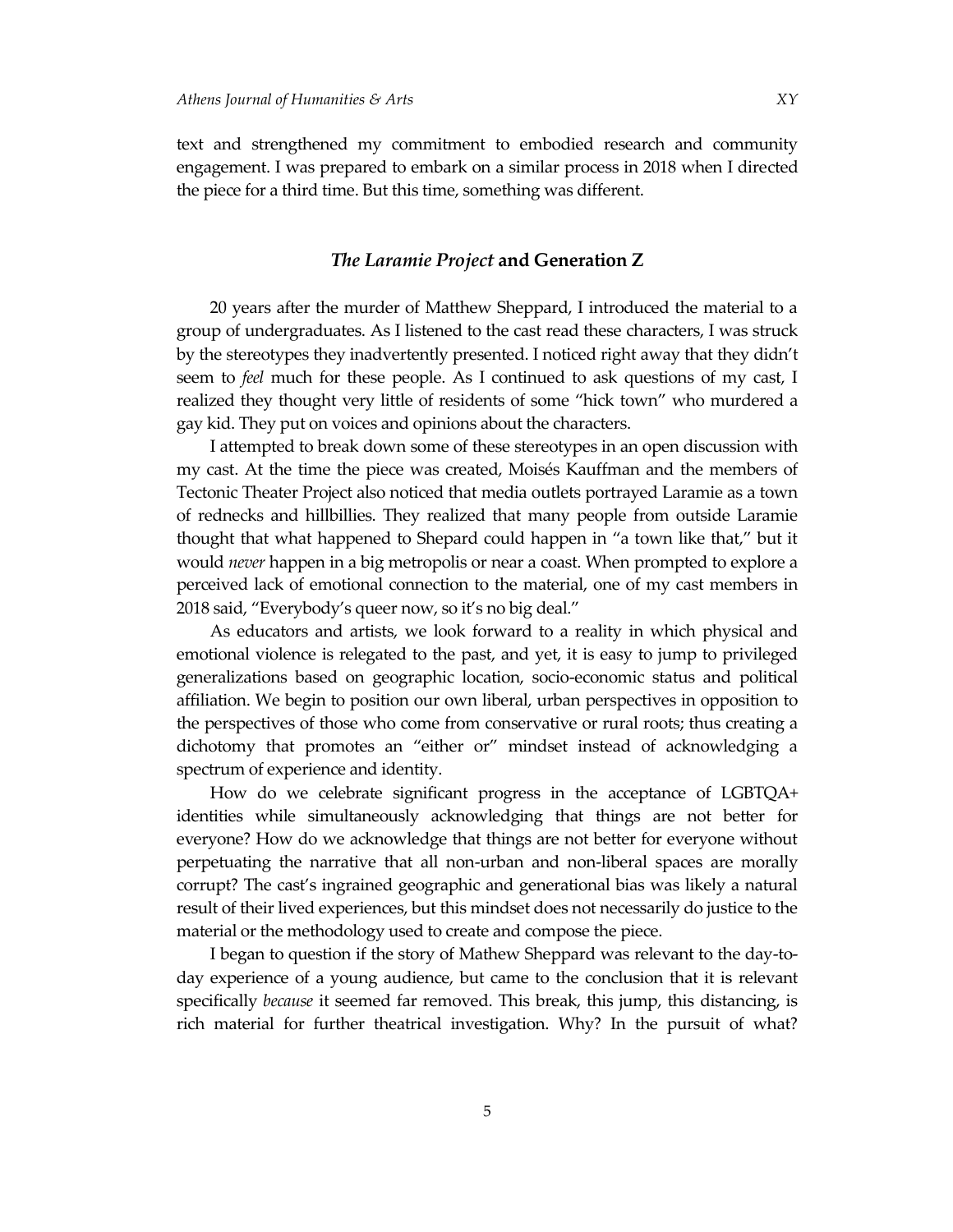text and strengthened my commitment to embodied research and community engagement. I was prepared to embark on a similar process in 2018 when I directed the piece for a third time. But this time, something was different.

## *The Laramie Project* and Generation Z

20 years after the murder of Matthew Sheppard, I introduced the material to a group of undergraduates. As I listened to the cast read these characters, I was struck by the stereotypes they inadvertently presented. I noticed right away that they didn't seem to *feel* much for these people. As I continued to ask questions of my cast, I realized they thought very little of residents of some "hick town" who murdered a gay kid. They put on voices and opinions about the characters.

I attempted to break down some of these stereotypes in an open discussion with my cast. At the time the piece was created, Moisés Kauffman and the members of Tectonic Theater Project also noticed that media outlets portrayed Laramie as a town of rednecks and hillbillies. They realized that many people from outside Laramie thought that what happened to Shepard could happen in "a town like that," but it would *never* happen in a big metropolis or near a coast. When prompted to explore a perceived lack of emotional connection to the material, one of my cast members in 2018 said, "Everybody's queer now, so it's no big deal."

As educators and artists, we look forward to a reality in which physical and emotional violence is relegated to the past, and yet, it is easy to jump to privileged generalizations based on geographic location, socio-economic status and political affiliation. We begin to position our own liberal, urban perspectives in opposition to the perspectives of those who come from conservative or rural roots; thus creating a dichotomy that promotes an "either or" mindset instead of acknowledging a spectrum of experience and identity.

How do we celebrate significant progress in the acceptance of LGBTQA+ identities while simultaneously acknowledging that things are not better for everyone? How do we acknowledge that things are not better for everyone without perpetuating the narrative that all non-urban and non-liberal spaces are morally corrupt? The cast's ingrained geographic and generational bias was likely a natural result of their lived experiences, but this mindset does not necessarily do justice to the material or the methodology used to create and compose the piece.

I began to question if the story of Mathew Sheppard was relevant to the day-to-day experience of a young audience, but came to the conclusion that it is relevant specifically *because* it seemed far removed. This break, this jump, this distancing, is rich material for further theatrical investigation. Why? In the pursuit of what?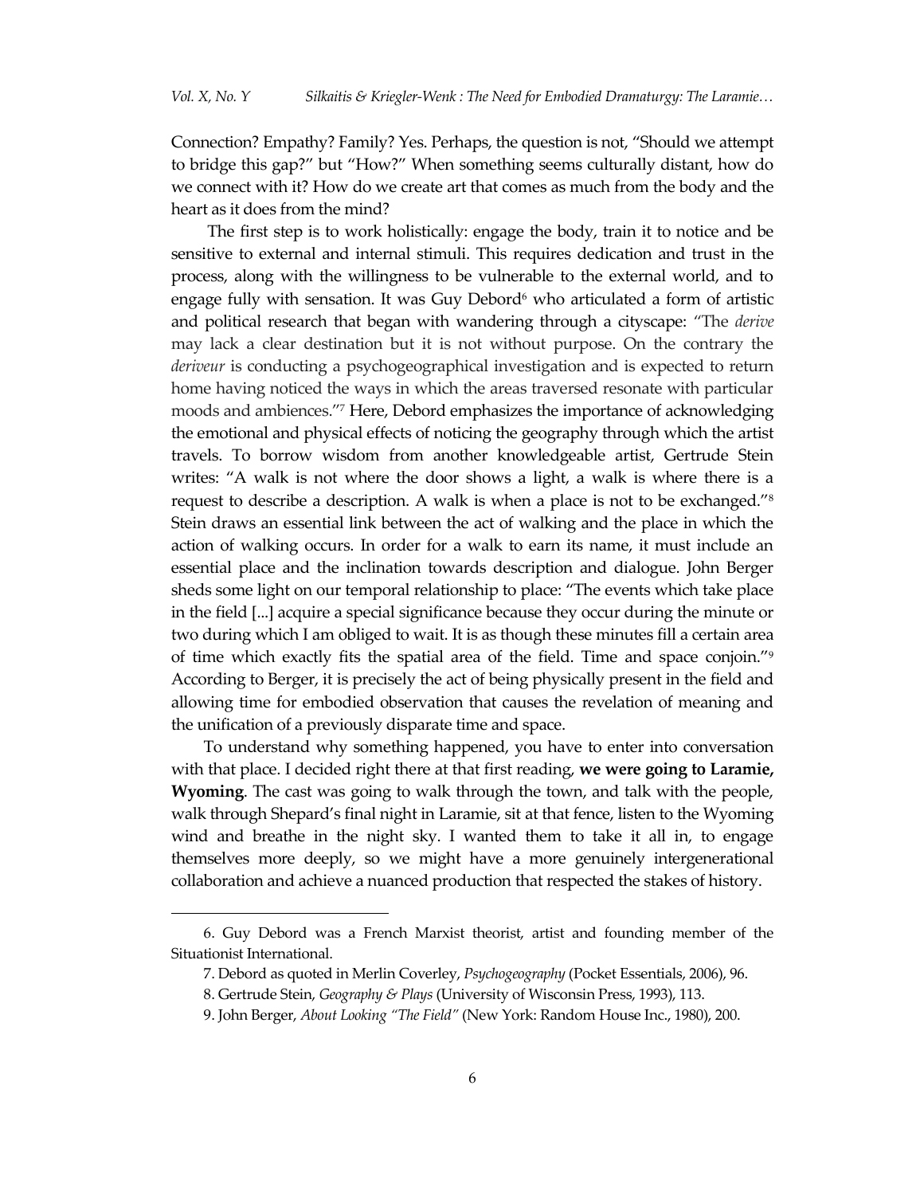Connection? Empathy? Family? Yes. Perhaps, the question is not, "Should we attempt to bridge this gap?" but "How?" When something seems culturally distant, how do we connect with it? How do we create art that comes as much from the body and the heart as it does from the mind?

The first step is to work holistically: engage the body, train it to notice and be sensitive to external and internal stimuli. This requires dedication and trust in the process, along with the willingness to be vulnerable to the external world, and to engage fully with sensation. It was Guy Debord[6] who articulated a form of artistic and political research that began with wandering through a cityscape: "The *derive* may lack a clear destination but it is not without purpose. On the contrary the *deriveur* is conducting a psychogeographical investigation and is expected to return home having noticed the ways in which the areas traversed resonate with particular moods and ambiences."[7] Here, Debord emphasizes the importance of acknowledging the emotional and physical effects of noticing the geography through which the artist travels. To borrow wisdom from another knowledgeable artist, Gertrude Stein writes: "A walk is not where the door shows a light, a walk is where there is a request to describe a description. A walk is when a place is not to be exchanged."[8] Stein draws an essential link between the act of walking and the place in which the action of walking occurs. In order for a walk to earn its name, it must include an essential place and the inclination towards description and dialogue. John Berger sheds some light on our temporal relationship to place: "The events which take place in the field [...] acquire a special significance because they occur during the minute or two during which I am obliged to wait. It is as though these minutes fill a certain area of time which exactly fits the spatial area of the field. Time and space conjoin."[9] According to Berger, it is precisely the act of being physically present in the field and allowing time for embodied observation that causes the revelation of meaning and the unification of a previously disparate time and space.

To understand why something happened, you have to enter into conversation with that place. I decided right there at that first reading, **we were going to Laramie, Wyoming**. The cast was going to walk through the town, and talk with the people, walk through Shepard's final night in Laramie, sit at that fence, listen to the Wyoming wind and breathe in the night sky. I wanted them to take it all in, to engage themselves more deeply, so we might have a more genuinely intergenerational collaboration and achieve a nuanced production that respected the stakes of history.

---

6. Guy Debord was a French Marxist theorist, artist and founding member of the Situationist International.

7. Debord as quoted in Merlin Coverley, *Psychogeography* (Pocket Essentials, 2006), 96.

8. Gertrude Stein, *Geography & Plays* (University of Wisconsin Press, 1993), 113.

9. John Berger, *About Looking "The Field"* (New York: Random House Inc., 1980), 200.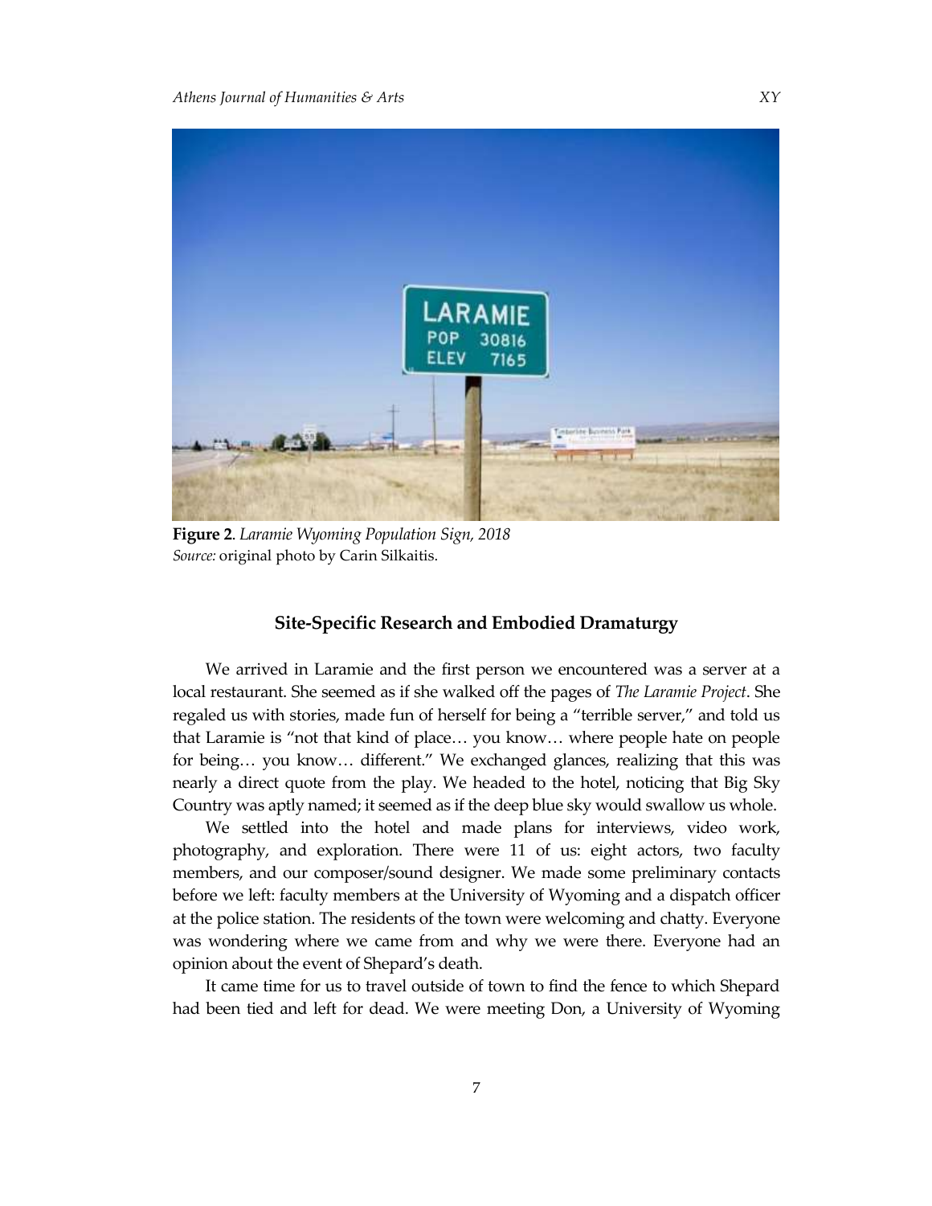**Figure 2**. *Laramie Wyoming Population Sign, 2018*
*Source:* original photo by Carin Silkaitis.

## Site-Specific Research and Embodied Dramaturgy

We arrived in Laramie and the first person we encountered was a server at a local restaurant. She seemed as if she walked off the pages of *The Laramie Project*. She regaled us with stories, made fun of herself for being a "terrible server," and told us that Laramie is "not that kind of place… you know… where people hate on people for being… you know… different." We exchanged glances, realizing that this was nearly a direct quote from the play. We headed to the hotel, noticing that Big Sky Country was aptly named; it seemed as if the deep blue sky would swallow us whole.

We settled into the hotel and made plans for interviews, video work, photography, and exploration. There were 11 of us: eight actors, two faculty members, and our composer/sound designer. We made some preliminary contacts before we left: faculty members at the University of Wyoming and a dispatch officer at the police station. The residents of the town were welcoming and chatty. Everyone was wondering where we came from and why we were there. Everyone had an opinion about the event of Shepard's death.

It came time for us to travel outside of town to find the fence to which Shepard had been tied and left for dead. We were meeting Don, a University of Wyoming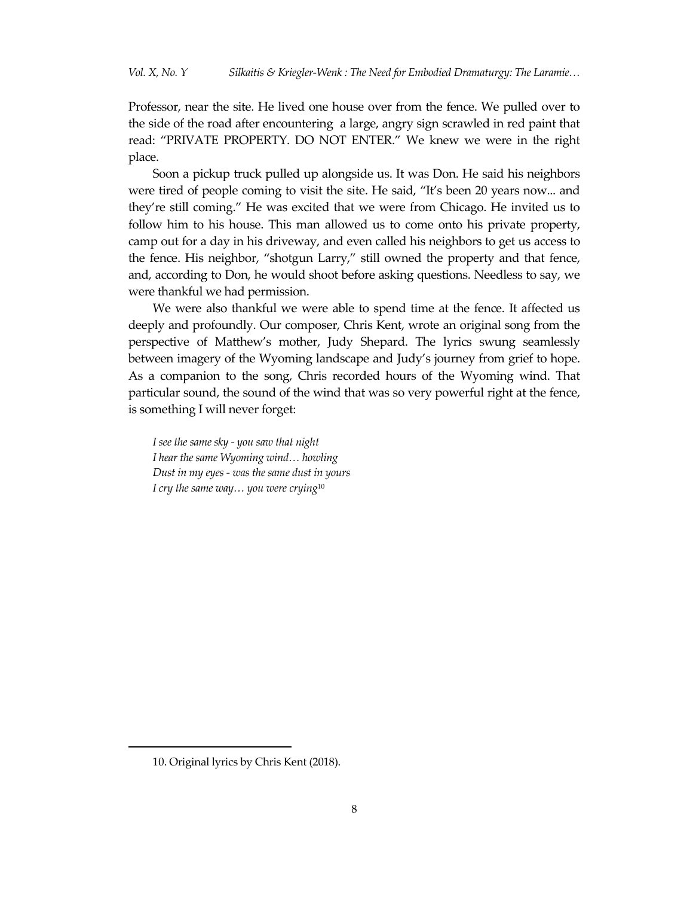Professor, near the site. He lived one house over from the fence. We pulled over to the side of the road after encountering a large, angry sign scrawled in red paint that read: "PRIVATE PROPERTY. DO NOT ENTER." We knew we were in the right place.

Soon a pickup truck pulled up alongside us. It was Don. He said his neighbors were tired of people coming to visit the site. He said, "It's been 20 years now... and they're still coming." He was excited that we were from Chicago. He invited us to follow him to his house. This man allowed us to come onto his private property, camp out for a day in his driveway, and even called his neighbors to get us access to the fence. His neighbor, "shotgun Larry," still owned the property and that fence, and, according to Don, he would shoot before asking questions. Needless to say, we were thankful we had permission.

We were also thankful we were able to spend time at the fence. It affected us deeply and profoundly. Our composer, Chris Kent, wrote an original song from the perspective of Matthew's mother, Judy Shepard. The lyrics swung seamlessly between imagery of the Wyoming landscape and Judy's journey from grief to hope. As a companion to the song, Chris recorded hours of the Wyoming wind. That particular sound, the sound of the wind that was so very powerful right at the fence, is something I will never forget:

*I see the same sky - you saw that night*
*I hear the same Wyoming wind… howling*
*Dust in my eyes - was the same dust in yours*
*I cry the same way… you were crying*[10]

10. Original lyrics by Chris Kent (2018).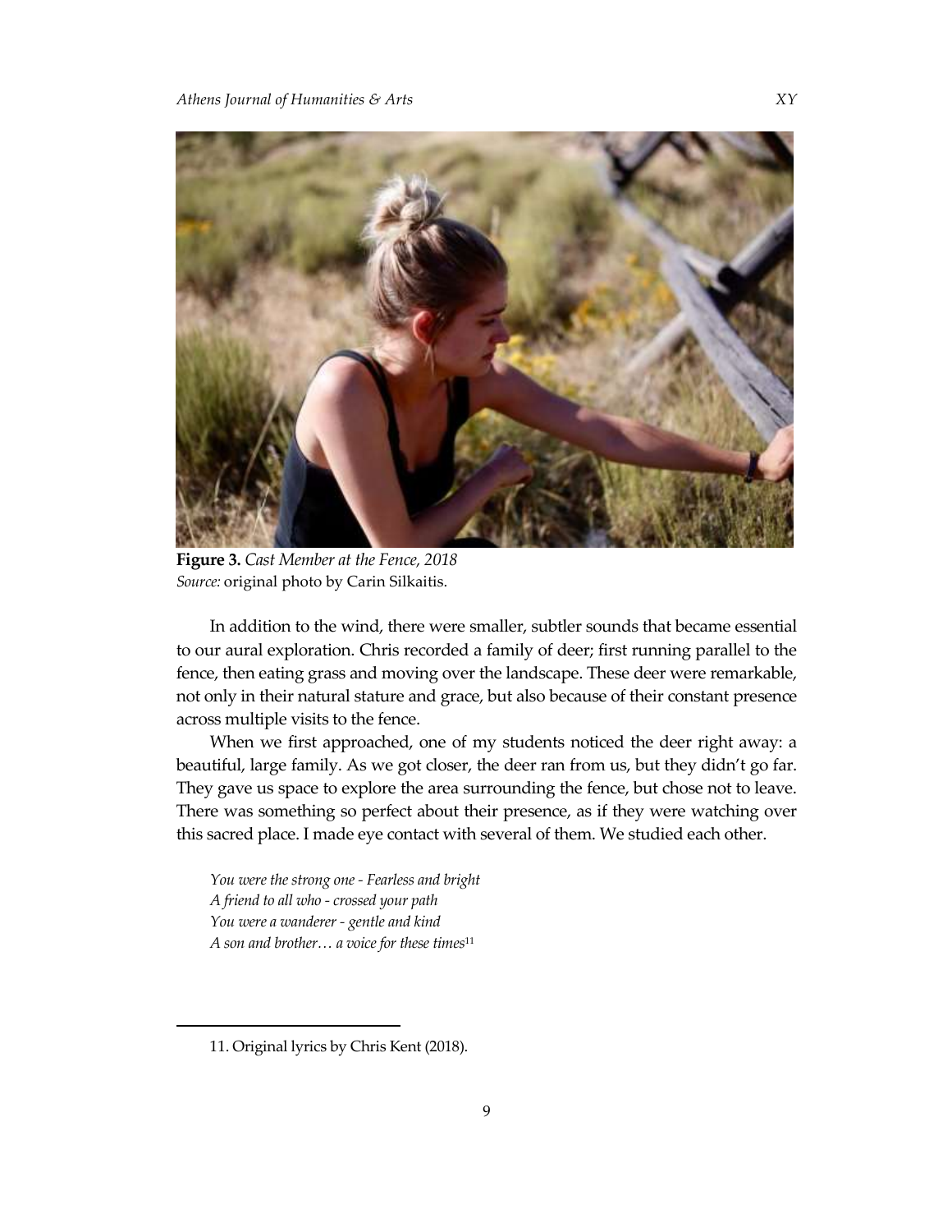**Figure 3.** *Cast Member at the Fence, 2018*
*Source:* original photo by Carin Silkaitis.

In addition to the wind, there were smaller, subtler sounds that became essential to our aural exploration. Chris recorded a family of deer; first running parallel to the fence, then eating grass and moving over the landscape. These deer were remarkable, not only in their natural stature and grace, but also because of their constant presence across multiple visits to the fence.

When we first approached, one of my students noticed the deer right away: a beautiful, large family. As we got closer, the deer ran from us, but they didn't go far. They gave us space to explore the area surrounding the fence, but chose not to leave. There was something so perfect about their presence, as if they were watching over this sacred place. I made eye contact with several of them. We studied each other.

*You were the strong one - Fearless and bright*
*A friend to all who - crossed your path*
*You were a wanderer - gentle and kind*
*A son and brother… a voice for these times*[11]

11. Original lyrics by Chris Kent (2018).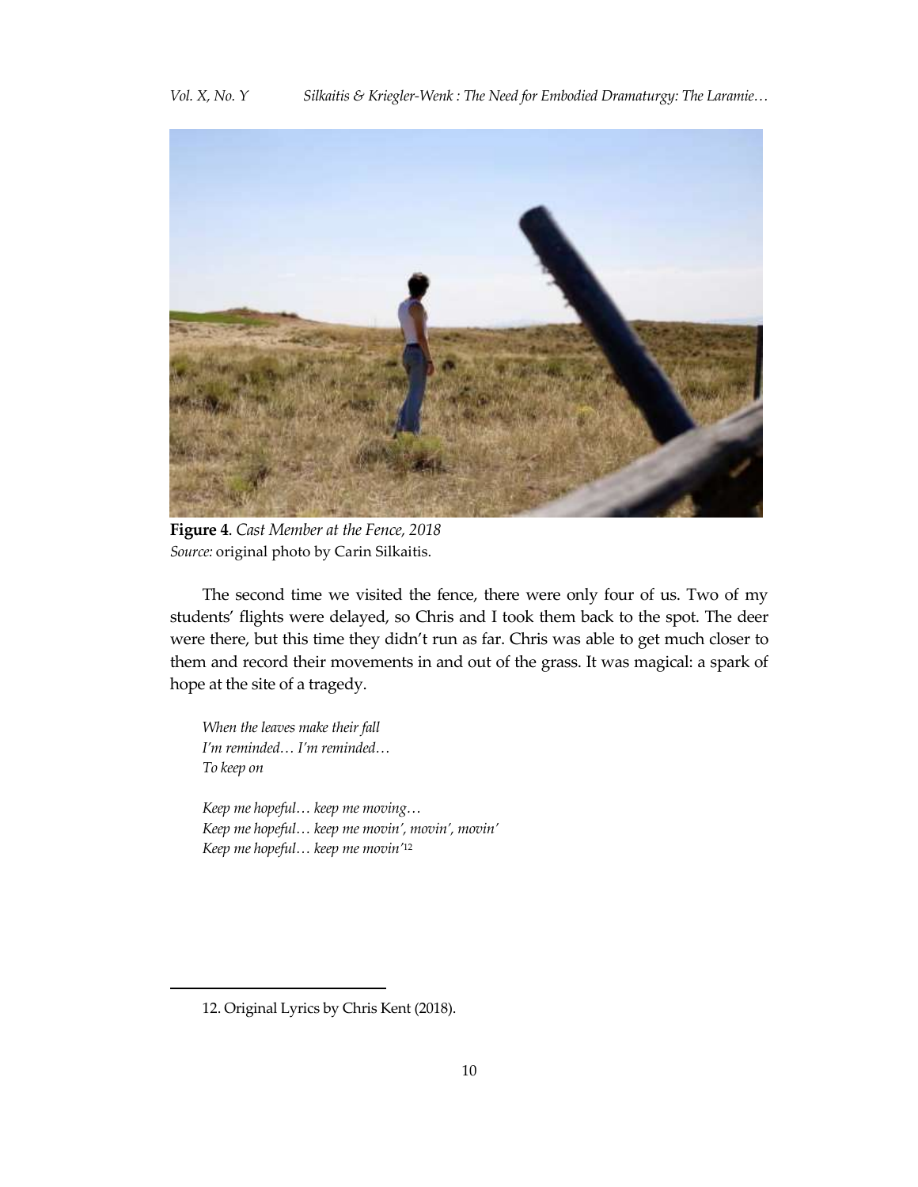**Figure 4**. *Cast Member at the Fence, 2018*
*Source:* original photo by Carin Silkaitis.

The second time we visited the fence, there were only four of us. Two of my students' flights were delayed, so Chris and I took them back to the spot. The deer were there, but this time they didn't run as far. Chris was able to get much closer to them and record their movements in and out of the grass. It was magical: a spark of hope at the site of a tragedy.

*When the leaves make their fall*
*I'm reminded… I'm reminded…*
*To keep on*

*Keep me hopeful… keep me moving…*
*Keep me hopeful… keep me movin', movin', movin'*
*Keep me hopeful… keep me movin'*[12]

12. Original Lyrics by Chris Kent (2018).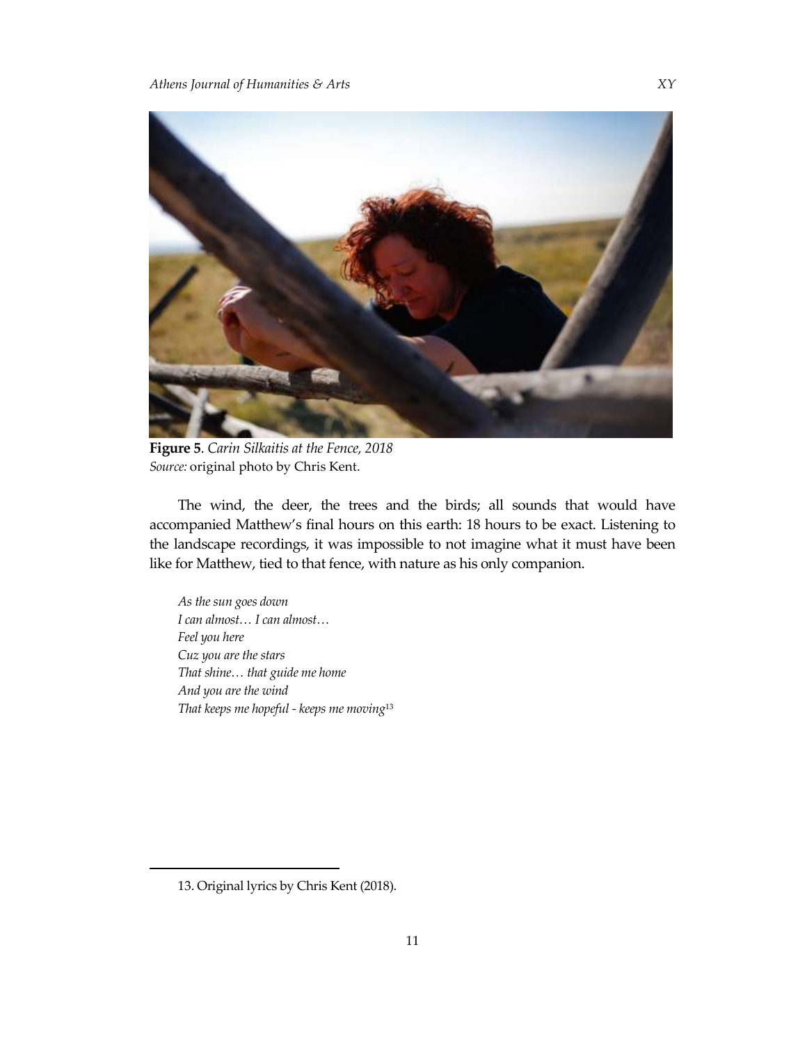**Figure 5**. *Carin Silkaitis at the Fence, 2018*
*Source:* original photo by Chris Kent.

The wind, the deer, the trees and the birds; all sounds that would have accompanied Matthew's final hours on this earth: 18 hours to be exact. Listening to the landscape recordings, it was impossible to not imagine what it must have been like for Matthew, tied to that fence, with nature as his only companion.

*As the sun goes down*
*I can almost… I can almost…*
*Feel you here*
*Cuz you are the stars*
*That shine… that guide me home*
*And you are the wind*
*That keeps me hopeful - keeps me moving*[13]

13. Original lyrics by Chris Kent (2018).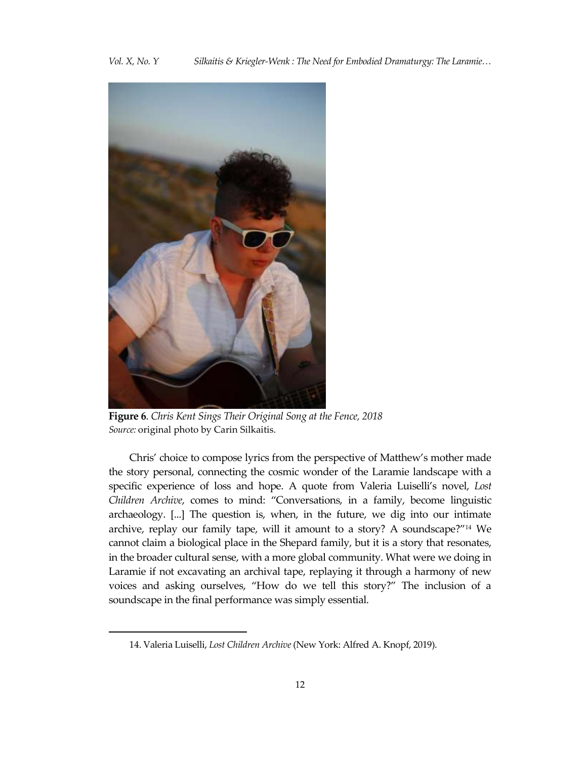**Figure 6**. *Chris Kent Sings Their Original Song at the Fence, 2018*
*Source:* original photo by Carin Silkaitis.

Chris' choice to compose lyrics from the perspective of Matthew's mother made the story personal, connecting the cosmic wonder of the Laramie landscape with a specific experience of loss and hope. A quote from Valeria Luiselli's novel, *Lost Children Archive*, comes to mind: "Conversations, in a family, become linguistic archaeology. [...] The question is, when, in the future, we dig into our intimate archive, replay our family tape, will it amount to a story? A soundscape?"[14] We cannot claim a biological place in the Shepard family, but it is a story that resonates, in the broader cultural sense, with a more global community. What were we doing in Laramie if not excavating an archival tape, replaying it through a harmony of new voices and asking ourselves, "How do we tell this story?" The inclusion of a soundscape in the final performance was simply essential.

14. Valeria Luiselli, *Lost Children Archive* (New York: Alfred A. Knopf, 2019).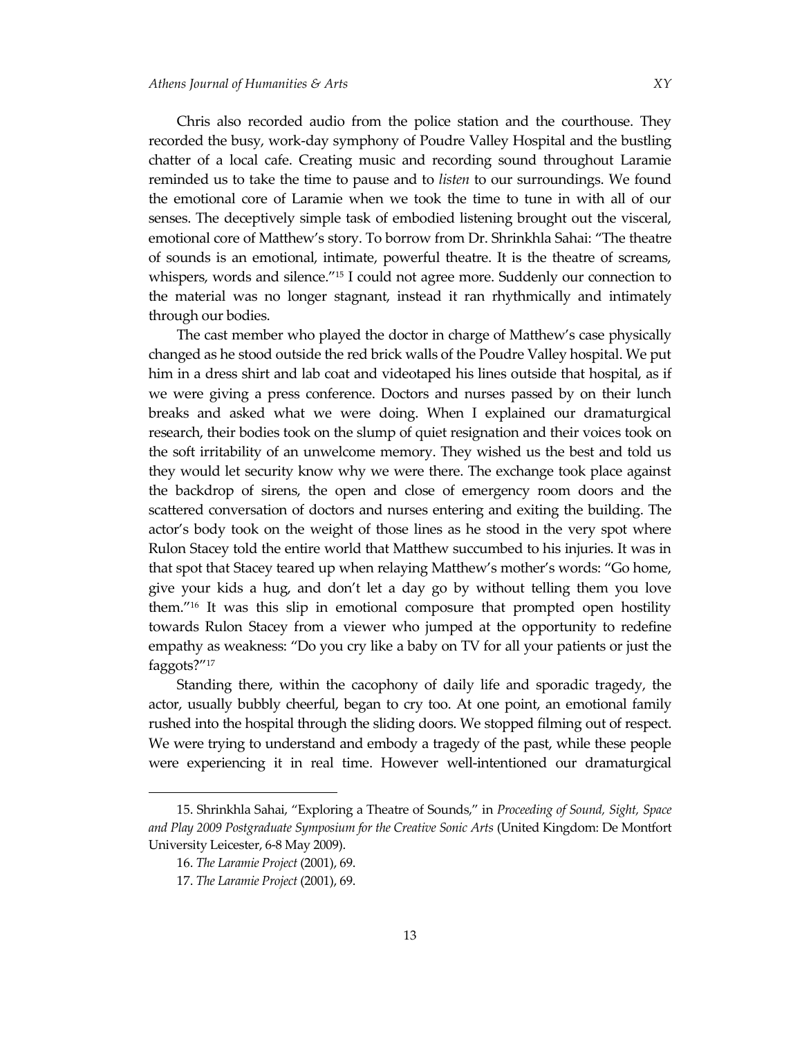Chris also recorded audio from the police station and the courthouse. They recorded the busy, work-day symphony of Poudre Valley Hospital and the bustling chatter of a local cafe. Creating music and recording sound throughout Laramie reminded us to take the time to pause and to *listen* to our surroundings. We found the emotional core of Laramie when we took the time to tune in with all of our senses. The deceptively simple task of embodied listening brought out the visceral, emotional core of Matthew's story. To borrow from Dr. Shrinkhla Sahai: "The theatre of sounds is an emotional, intimate, powerful theatre. It is the theatre of screams, whispers, words and silence."[15] I could not agree more. Suddenly our connection to the material was no longer stagnant, instead it ran rhythmically and intimately through our bodies.

The cast member who played the doctor in charge of Matthew's case physically changed as he stood outside the red brick walls of the Poudre Valley hospital. We put him in a dress shirt and lab coat and videotaped his lines outside that hospital, as if we were giving a press conference. Doctors and nurses passed by on their lunch breaks and asked what we were doing. When I explained our dramaturgical research, their bodies took on the slump of quiet resignation and their voices took on the soft irritability of an unwelcome memory. They wished us the best and told us they would let security know why we were there. The exchange took place against the backdrop of sirens, the open and close of emergency room doors and the scattered conversation of doctors and nurses entering and exiting the building. The actor's body took on the weight of those lines as he stood in the very spot where Rulon Stacey told the entire world that Matthew succumbed to his injuries. It was in that spot that Stacey teared up when relaying Matthew's mother's words: "Go home, give your kids a hug, and don't let a day go by without telling them you love them."[16] It was this slip in emotional composure that prompted open hostility towards Rulon Stacey from a viewer who jumped at the opportunity to redefine empathy as weakness: "Do you cry like a baby on TV for all your patients or just the faggots?"[17]

Standing there, within the cacophony of daily life and sporadic tragedy, the actor, usually bubbly cheerful, began to cry too. At one point, an emotional family rushed into the hospital through the sliding doors. We stopped filming out of respect. We were trying to understand and embody a tragedy of the past, while these people were experiencing it in real time. However well-intentioned our dramaturgical

---

15. Shrinkhla Sahai, "Exploring a Theatre of Sounds," in *Proceeding of Sound, Sight, Space and Play 2009 Postgraduate Symposium for the Creative Sonic Arts* (United Kingdom: De Montfort University Leicester, 6-8 May 2009).

16. *The Laramie Project* (2001), 69.

17. *The Laramie Project* (2001), 69.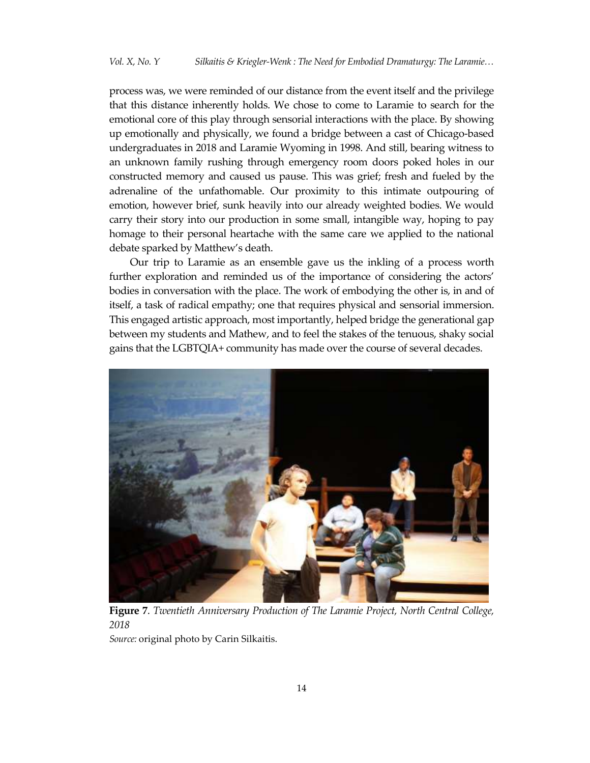process was, we were reminded of our distance from the event itself and the privilege that this distance inherently holds. We chose to come to Laramie to search for the emotional core of this play through sensorial interactions with the place. By showing up emotionally and physically, we found a bridge between a cast of Chicago-based undergraduates in 2018 and Laramie Wyoming in 1998. And still, bearing witness to an unknown family rushing through emergency room doors poked holes in our constructed memory and caused us pause. This was grief; fresh and fueled by the adrenaline of the unfathomable. Our proximity to this intimate outpouring of emotion, however brief, sunk heavily into our already weighted bodies. We would carry their story into our production in some small, intangible way, hoping to pay homage to their personal heartache with the same care we applied to the national debate sparked by Matthew's death.

Our trip to Laramie as an ensemble gave us the inkling of a process worth further exploration and reminded us of the importance of considering the actors' bodies in conversation with the place. The work of embodying the other is, in and of itself, a task of radical empathy; one that requires physical and sensorial immersion. This engaged artistic approach, most importantly, helped bridge the generational gap between my students and Mathew, and to feel the stakes of the tenuous, shaky social gains that the LGBTQIA+ community has made over the course of several decades.

**Figure 7**. *Twentieth Anniversary Production of The Laramie Project, North Central College, 2018*
*Source:* original photo by Carin Silkaitis.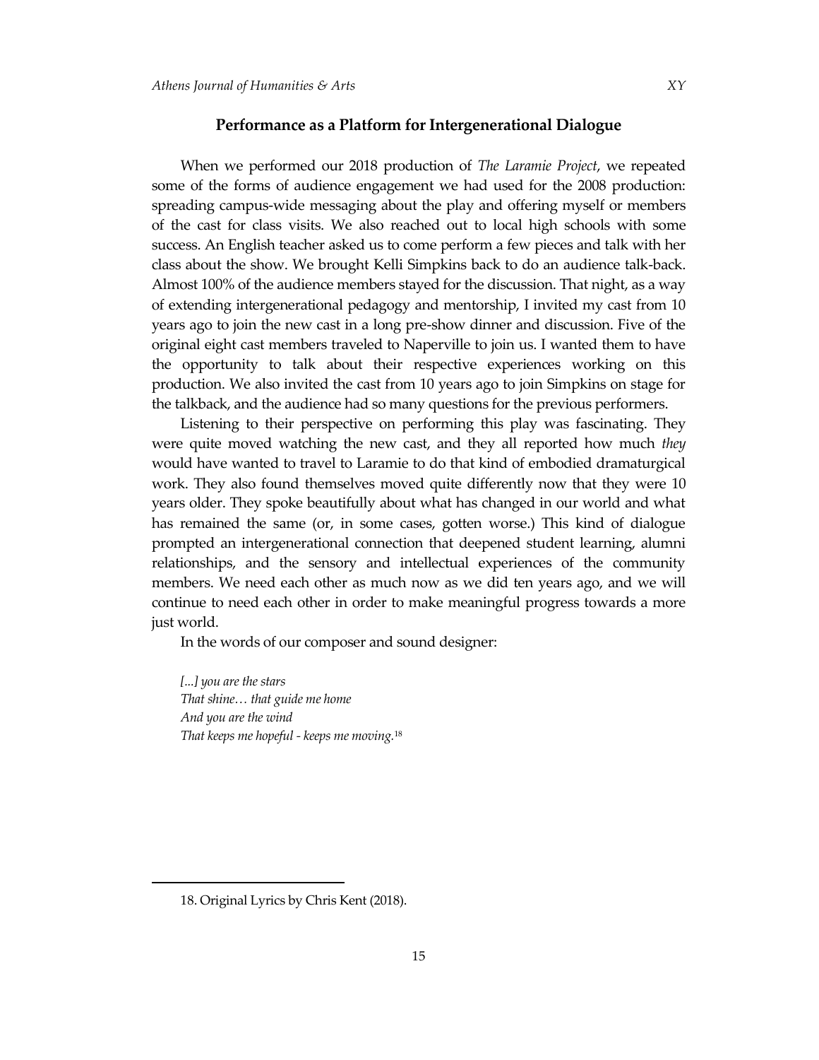## Performance as a Platform for Intergenerational Dialogue

When we performed our 2018 production of *The Laramie Project*, we repeated some of the forms of audience engagement we had used for the 2008 production: spreading campus-wide messaging about the play and offering myself or members of the cast for class visits. We also reached out to local high schools with some success. An English teacher asked us to come perform a few pieces and talk with her class about the show. We brought Kelli Simpkins back to do an audience talk-back. Almost 100% of the audience members stayed for the discussion. That night, as a way of extending intergenerational pedagogy and mentorship, I invited my cast from 10 years ago to join the new cast in a long pre-show dinner and discussion. Five of the original eight cast members traveled to Naperville to join us. I wanted them to have the opportunity to talk about their respective experiences working on this production. We also invited the cast from 10 years ago to join Simpkins on stage for the talkback, and the audience had so many questions for the previous performers.

Listening to their perspective on performing this play was fascinating. They were quite moved watching the new cast, and they all reported how much *they* would have wanted to travel to Laramie to do that kind of embodied dramaturgical work. They also found themselves moved quite differently now that they were 10 years older. They spoke beautifully about what has changed in our world and what has remained the same (or, in some cases, gotten worse.) This kind of dialogue prompted an intergenerational connection that deepened student learning, alumni relationships, and the sensory and intellectual experiences of the community members. We need each other as much now as we did ten years ago, and we will continue to need each other in order to make meaningful progress towards a more just world.

In the words of our composer and sound designer:

> *[...] you are the stars*
> *That shine… that guide me home*
> *And you are the wind*
> *That keeps me hopeful - keeps me moving.*[18]

---

18. Original Lyrics by Chris Kent (2018).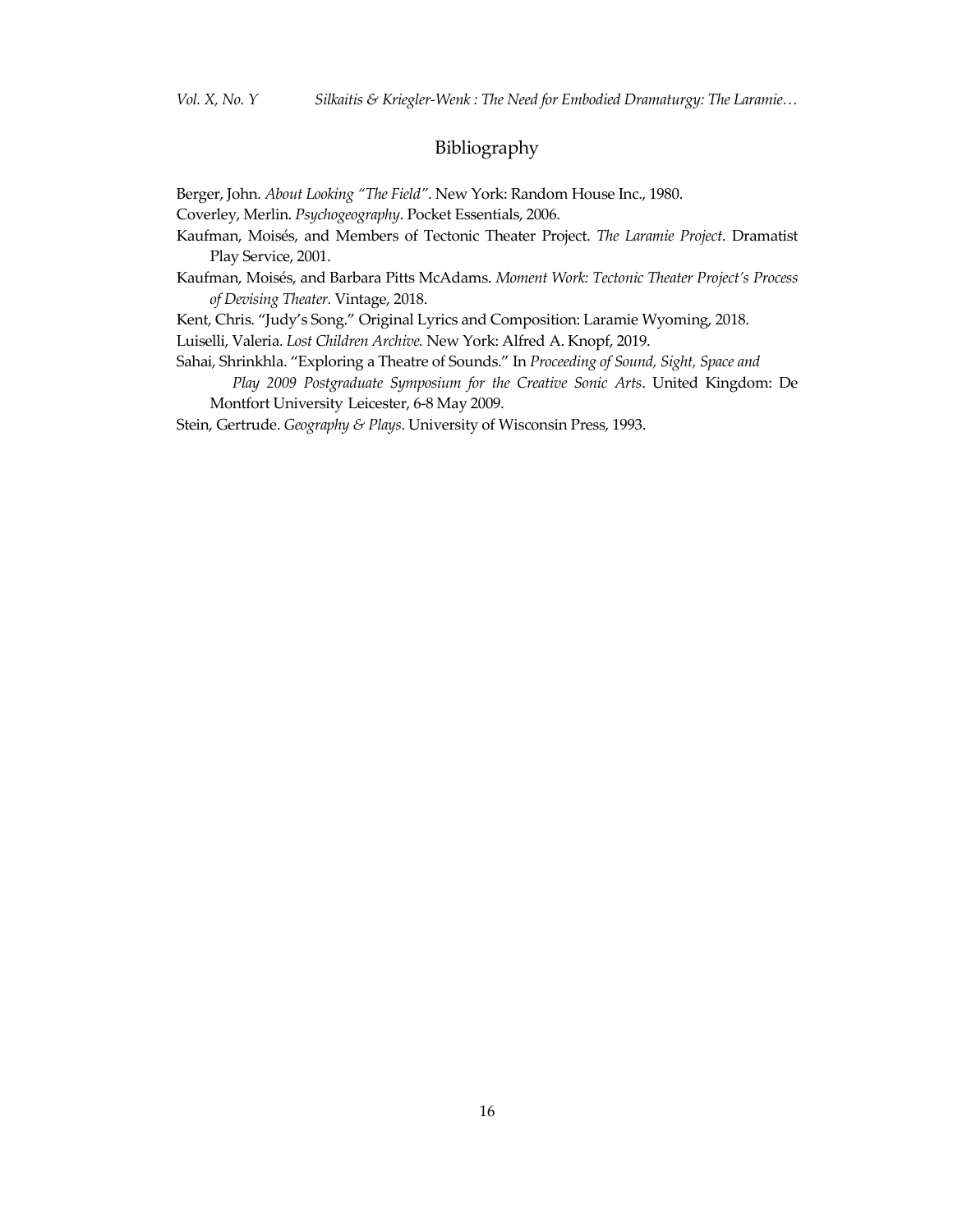## Bibliography

Berger, John. *About Looking "The Field"*. New York: Random House Inc., 1980.

Coverley, Merlin. *Psychogeography*. Pocket Essentials, 2006.

Kaufman, Moisés, and Members of Tectonic Theater Project. *The Laramie Project*. Dramatist Play Service, 2001.

Kaufman, Moisés, and Barbara Pitts McAdams. *Moment Work: Tectonic Theater Project's Process of Devising Theater.* Vintage, 2018.

Kent, Chris. "Judy's Song." Original Lyrics and Composition: Laramie Wyoming, 2018.

Luiselli, Valeria. *Lost Children Archive.* New York: Alfred A. Knopf, 2019.

Sahai, Shrinkhla. "Exploring a Theatre of Sounds." In *Proceeding of Sound, Sight, Space and Play 2009 Postgraduate Symposium for the Creative Sonic Arts*. United Kingdom: De Montfort University Leicester, 6-8 May 2009.

Stein, Gertrude. *Geography & Plays*. University of Wisconsin Press, 1993.